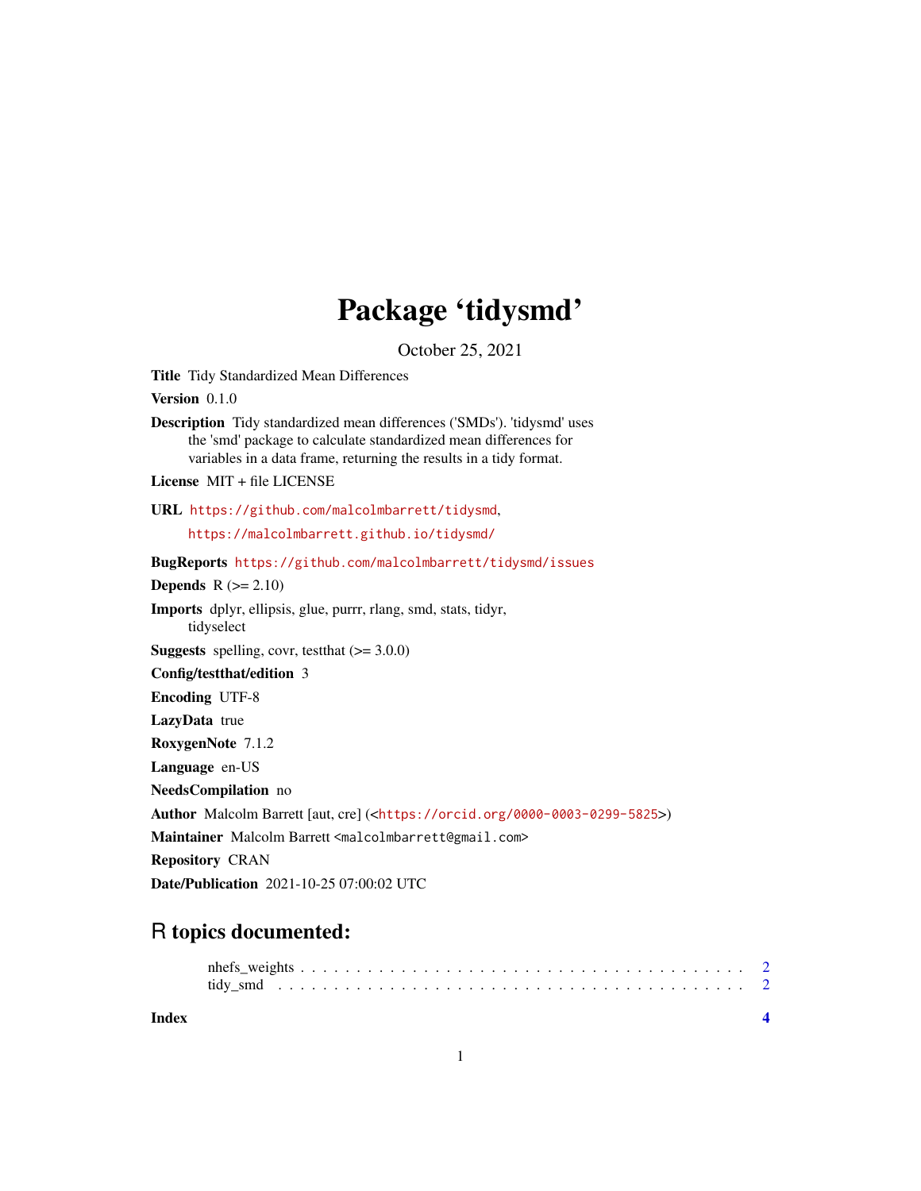# Package 'tidysmd'

October 25, 2021

**Title** Tidy Standardized Mean Differences

**Version** 0.1.0

**Description** Tidy standardized mean differences ('SMDs'). 'tidysmd' uses the 'smd' package to calculate standardized mean differences for variables in a data frame, returning the results in a tidy format.

**License** MIT + file LICENSE

**URL** https://github.com/malcolmbarrett/tidysmd, https://malcolmbarrett.github.io/tidysmd/

**BugReports** https://github.com/malcolmbarrett/tidysmd/issues

**Depends** R (>= 2.10)

**Imports** dplyr, ellipsis, glue, purrr, rlang, smd, stats, tidyr, tidyselect

**Suggests** spelling, covr, testthat (>= 3.0.0)

**Config/testthat/edition** 3

**Encoding** UTF-8

**LazyData** true

**RoxygenNote** 7.1.2

**Language** en-US

**NeedsCompilation** no

**Author** Malcolm Barrett [aut, cre] (<https://orcid.org/0000-0003-0299-5825>)

**Maintainer** Malcolm Barrett <malcolmbarrett@gmail.com>

**Repository** CRAN

**Date/Publication** 2021-10-25 07:00:02 UTC

## R topics documented:

nhefs_weights . . . . . . . . . . . . . . . . . . . . . . . . . . . . . . . . . . . . . . 2
tidy_smd . . . . . . . . . . . . . . . . . . . . . . . . . . . . . . . . . . . . . . . . . 2

**Index** **4**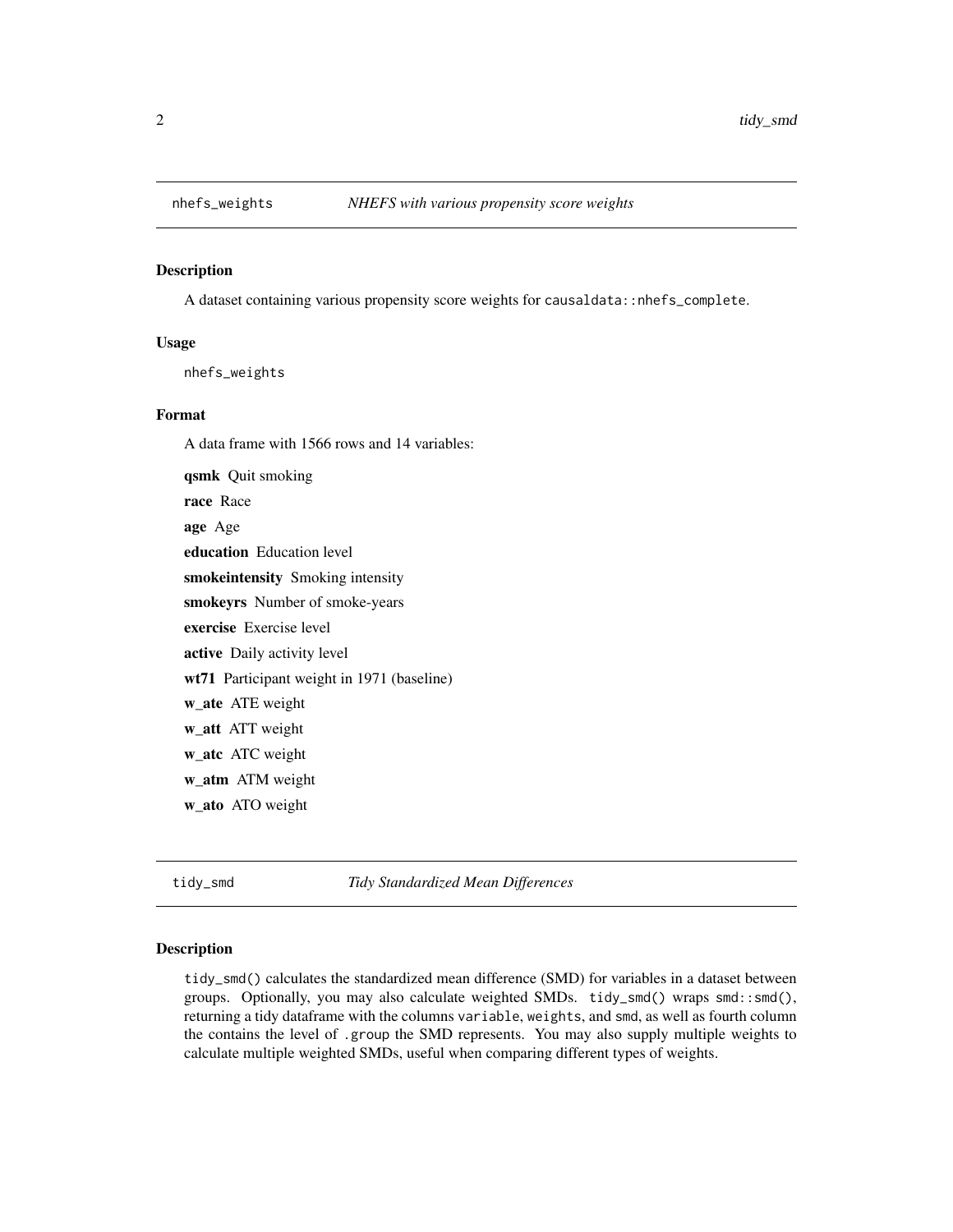## nhefs_weights — *NHEFS with various propensity score weights*

### Description

A dataset containing various propensity score weights for `causaldata::nhefs_complete`.

### Usage

```
nhefs_weights
```

### Format

A data frame with 1566 rows and 14 variables:

**qsmk** Quit smoking

**race** Race

**age** Age

**education** Education level

**smokeintensity** Smoking intensity

**smokeyrs** Number of smoke-years

**exercise** Exercise level

**active** Daily activity level

**wt71** Participant weight in 1971 (baseline)

**w_ate** ATE weight

**w_att** ATT weight

**w_atc** ATC weight

**w_atm** ATM weight

**w_ato** ATO weight

## tidy_smd — *Tidy Standardized Mean Differences*

### Description

`tidy_smd()` calculates the standardized mean difference (SMD) for variables in a dataset between groups. Optionally, you may also calculate weighted SMDs. `tidy_smd()` wraps `smd::smd()`, returning a tidy dataframe with the columns `variable`, `weights`, and `smd`, as well as fourth column the contains the level of `.group` the SMD represents. You may also supply multiple weights to calculate multiple weighted SMDs, useful when comparing different types of weights.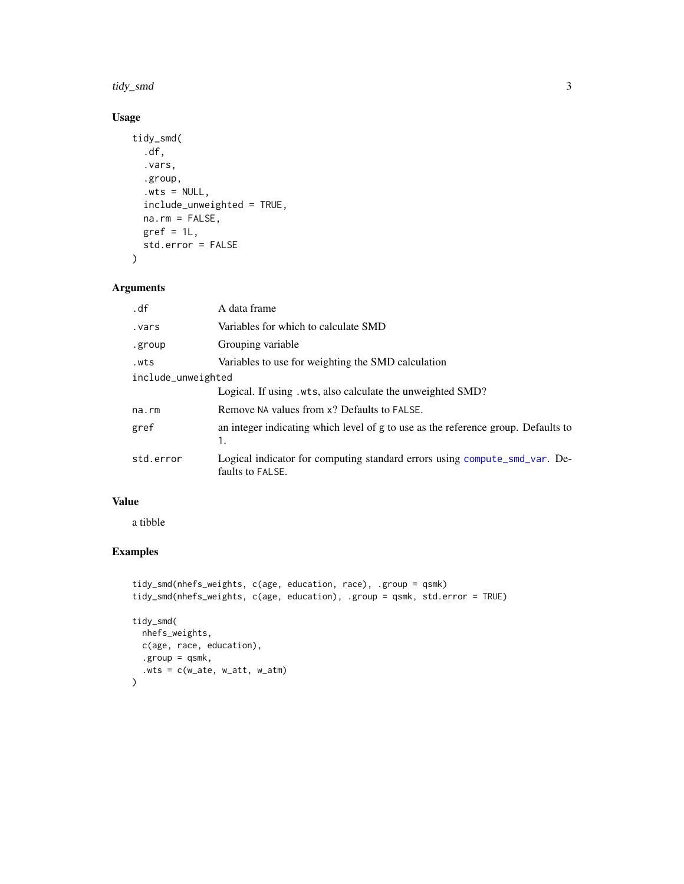## Usage

```
tidy_smd(
  .df,
  .vars,
  .group,
  .wts = NULL,
  include_unweighted = TRUE,
  na.rm = FALSE,
  gref = 1L,
  std.error = FALSE
)
```

## Arguments

| | |
|---|---|
| `.df` | A data frame |
| `.vars` | Variables for which to calculate SMD |
| `.group` | Grouping variable |
| `.wts` | Variables to use for weighting the SMD calculation |
| `include_unweighted` | Logical. If using `.wts`, also calculate the unweighted SMD? |
| `na.rm` | Remove `NA` values from `x`? Defaults to `FALSE`. |
| `gref` | an integer indicating which level of `g` to use as the reference group. Defaults to `1`. |
| `std.error` | Logical indicator for computing standard errors using `compute_smd_var`. Defaults to `FALSE`. |

## Value

a tibble

## Examples

```
tidy_smd(nhefs_weights, c(age, education, race), .group = qsmk)
tidy_smd(nhefs_weights, c(age, education), .group = qsmk, std.error = TRUE)

tidy_smd(
  nhefs_weights,
  c(age, race, education),
  .group = qsmk,
  .wts = c(w_ate, w_att, w_atm)
)
```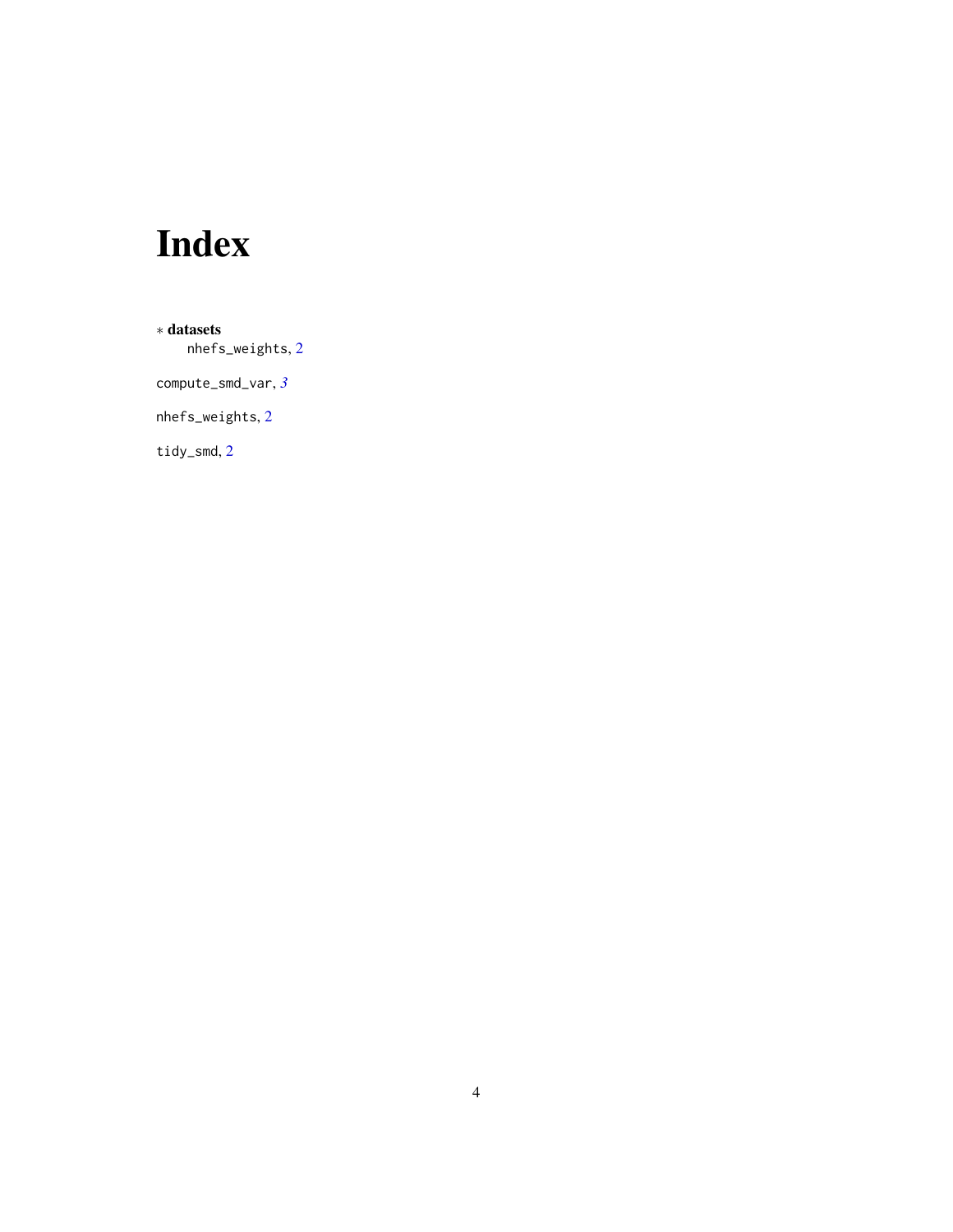# Index

∗ **datasets**
    nhefs_weights, 2

compute_smd_var, *3*

nhefs_weights, 2

tidy_smd, 2